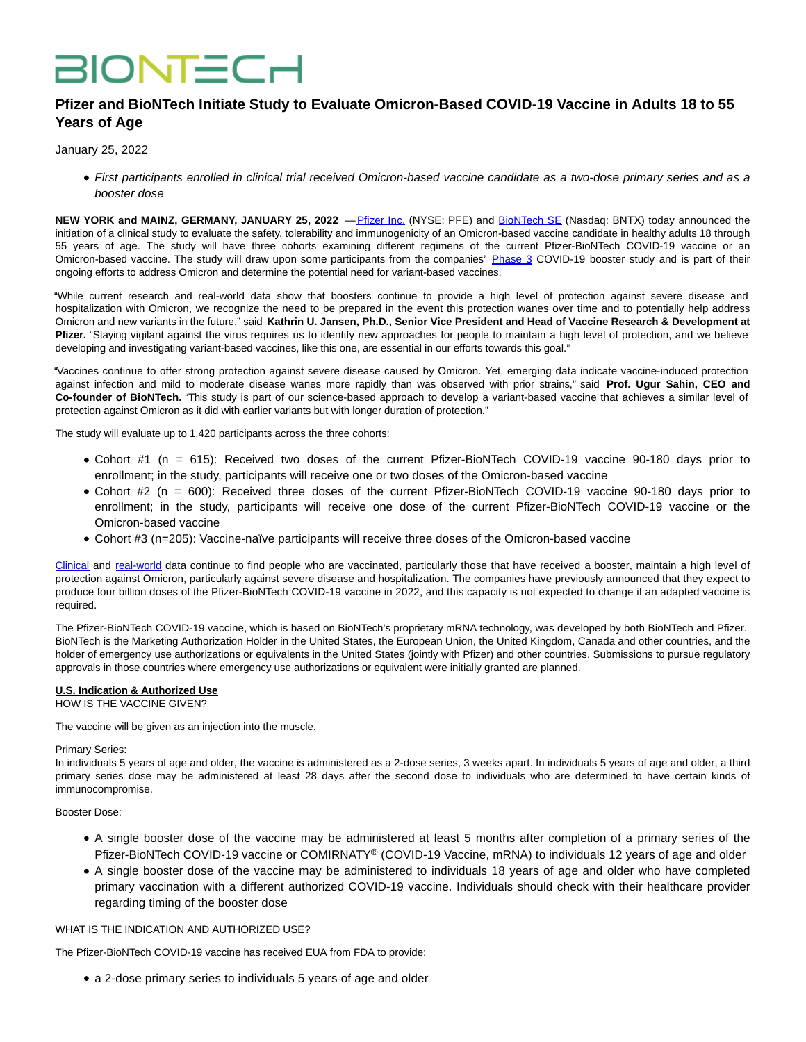BIONTECH

# Pfizer and BioNTech Initiate Study to Evaluate Omicron-Based COVID-19 Vaccine in Adults 18 to 55 Years of Age

January 25, 2022

- *First participants enrolled in clinical trial received Omicron-based vaccine candidate as a two-dose primary series and as a booster dose*

**NEW YORK and MAINZ, GERMANY, JANUARY 25, 2022** —Pfizer Inc. (NYSE: PFE) and BioNTech SE (Nasdaq: BNTX) today announced the initiation of a clinical study to evaluate the safety, tolerability and immunogenicity of an Omicron-based vaccine candidate in healthy adults 18 through 55 years of age. The study will have three cohorts examining different regimens of the current Pfizer-BioNTech COVID-19 vaccine or an Omicron-based vaccine. The study will draw upon some participants from the companies' Phase 3 COVID-19 booster study and is part of their ongoing efforts to address Omicron and determine the potential need for variant-based vaccines.

"While current research and real-world data show that boosters continue to provide a high level of protection against severe disease and hospitalization with Omicron, we recognize the need to be prepared in the event this protection wanes over time and to potentially help address Omicron and new variants in the future," said **Kathrin U. Jansen, Ph.D., Senior Vice President and Head of Vaccine Research & Development at Pfizer.** "Staying vigilant against the virus requires us to identify new approaches for people to maintain a high level of protection, and we believe developing and investigating variant-based vaccines, like this one, are essential in our efforts towards this goal."

"Vaccines continue to offer strong protection against severe disease caused by Omicron. Yet, emerging data indicate vaccine-induced protection against infection and mild to moderate disease wanes more rapidly than was observed with prior strains," said **Prof. Ugur Sahin, CEO and Co-founder of BioNTech.** "This study is part of our science-based approach to develop a variant-based vaccine that achieves a similar level of protection against Omicron as it did with earlier variants but with longer duration of protection."

The study will evaluate up to 1,420 participants across the three cohorts:

- Cohort #1 (n = 615): Received two doses of the current Pfizer-BioNTech COVID-19 vaccine 90-180 days prior to enrollment; in the study, participants will receive one or two doses of the Omicron-based vaccine
- Cohort #2 (n = 600): Received three doses of the current Pfizer-BioNTech COVID-19 vaccine 90-180 days prior to enrollment; in the study, participants will receive one dose of the current Pfizer-BioNTech COVID-19 vaccine or the Omicron-based vaccine
- Cohort #3 (n=205): Vaccine-naïve participants will receive three doses of the Omicron-based vaccine

Clinical and real-world data continue to find people who are vaccinated, particularly those that have received a booster, maintain a high level of protection against Omicron, particularly against severe disease and hospitalization. The companies have previously announced that they expect to produce four billion doses of the Pfizer-BioNTech COVID-19 vaccine in 2022, and this capacity is not expected to change if an adapted vaccine is required.

The Pfizer-BioNTech COVID-19 vaccine, which is based on BioNTech's proprietary mRNA technology, was developed by both BioNTech and Pfizer. BioNTech is the Marketing Authorization Holder in the United States, the European Union, the United Kingdom, Canada and other countries, and the holder of emergency use authorizations or equivalents in the United States (jointly with Pfizer) and other countries. Submissions to pursue regulatory approvals in those countries where emergency use authorizations or equivalent were initially granted are planned.

**U.S. Indication & Authorized Use**

HOW IS THE VACCINE GIVEN?

The vaccine will be given as an injection into the muscle.

Primary Series:

In individuals 5 years of age and older, the vaccine is administered as a 2-dose series, 3 weeks apart. In individuals 5 years of age and older, a third primary series dose may be administered at least 28 days after the second dose to individuals who are determined to have certain kinds of immunocompromise.

Booster Dose:

- A single booster dose of the vaccine may be administered at least 5 months after completion of a primary series of the Pfizer-BioNTech COVID-19 vaccine or COMIRNATY® (COVID-19 Vaccine, mRNA) to individuals 12 years of age and older
- A single booster dose of the vaccine may be administered to individuals 18 years of age and older who have completed primary vaccination with a different authorized COVID-19 vaccine. Individuals should check with their healthcare provider regarding timing of the booster dose

WHAT IS THE INDICATION AND AUTHORIZED USE?

The Pfizer-BioNTech COVID-19 vaccine has received EUA from FDA to provide:

- a 2-dose primary series to individuals 5 years of age and older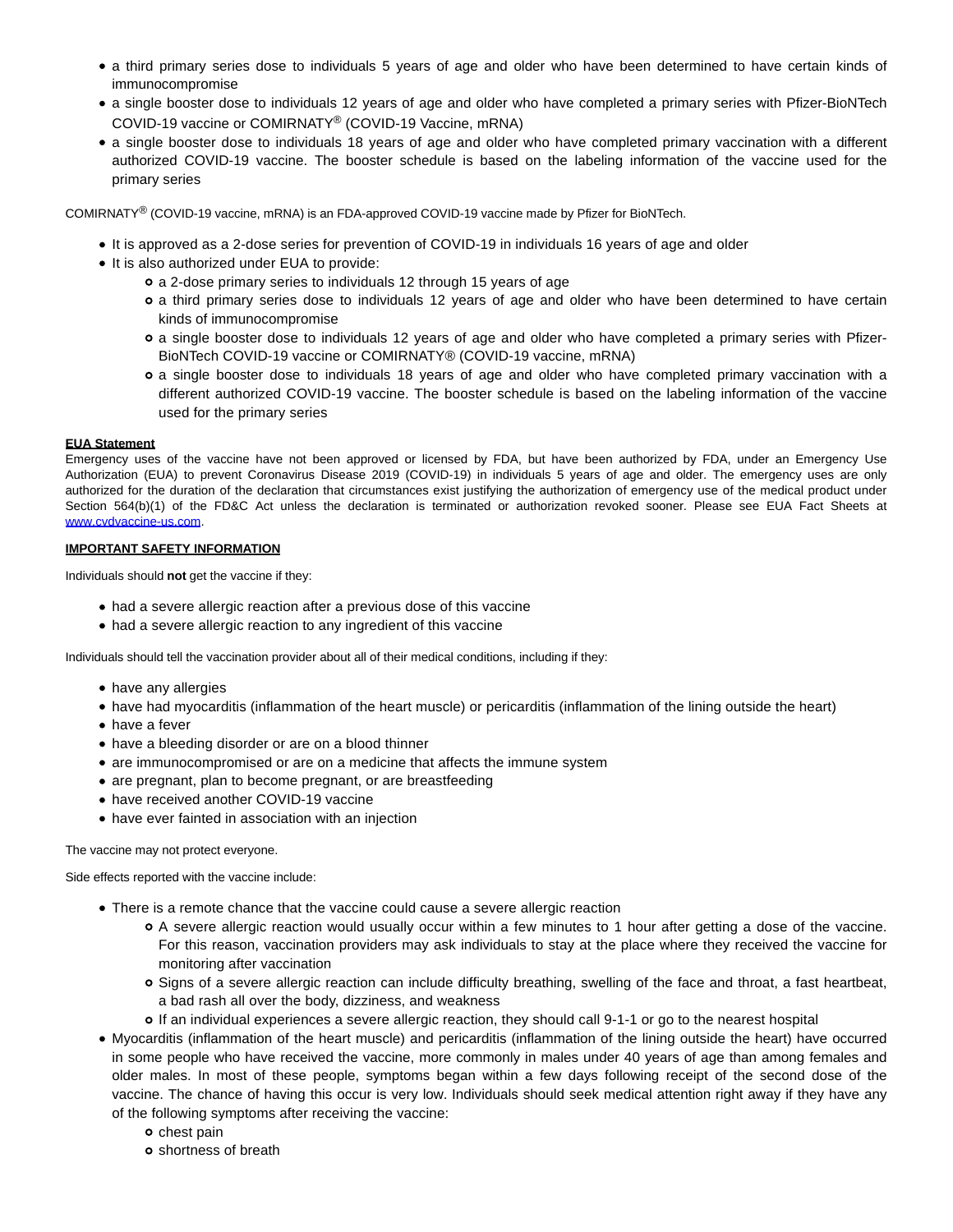- a third primary series dose to individuals 5 years of age and older who have been determined to have certain kinds of immunocompromise
- a single booster dose to individuals 12 years of age and older who have completed a primary series with Pfizer-BioNTech COVID-19 vaccine or COMIRNATY® (COVID-19 Vaccine, mRNA)
- a single booster dose to individuals 18 years of age and older who have completed primary vaccination with a different authorized COVID-19 vaccine. The booster schedule is based on the labeling information of the vaccine used for the primary series

COMIRNATY® (COVID-19 vaccine, mRNA) is an FDA-approved COVID-19 vaccine made by Pfizer for BioNTech.

- It is approved as a 2-dose series for prevention of COVID-19 in individuals 16 years of age and older
- It is also authorized under EUA to provide:
  - a 2-dose primary series to individuals 12 through 15 years of age
  - a third primary series dose to individuals 12 years of age and older who have been determined to have certain kinds of immunocompromise
  - a single booster dose to individuals 12 years of age and older who have completed a primary series with Pfizer-BioNTech COVID-19 vaccine or COMIRNATY® (COVID-19 vaccine, mRNA)
  - a single booster dose to individuals 18 years of age and older who have completed primary vaccination with a different authorized COVID-19 vaccine. The booster schedule is based on the labeling information of the vaccine used for the primary series

**EUA Statement**

Emergency uses of the vaccine have not been approved or licensed by FDA, but have been authorized by FDA, under an Emergency Use Authorization (EUA) to prevent Coronavirus Disease 2019 (COVID-19) in individuals 5 years of age and older. The emergency uses are only authorized for the duration of the declaration that circumstances exist justifying the authorization of emergency use of the medical product under Section 564(b)(1) of the FD&C Act unless the declaration is terminated or authorization revoked sooner. Please see EUA Fact Sheets at www.cvdvaccine-us.com.

**IMPORTANT SAFETY INFORMATION**

Individuals should **not** get the vaccine if they:

- had a severe allergic reaction after a previous dose of this vaccine
- had a severe allergic reaction to any ingredient of this vaccine

Individuals should tell the vaccination provider about all of their medical conditions, including if they:

- have any allergies
- have had myocarditis (inflammation of the heart muscle) or pericarditis (inflammation of the lining outside the heart)
- have a fever
- have a bleeding disorder or are on a blood thinner
- are immunocompromised or are on a medicine that affects the immune system
- are pregnant, plan to become pregnant, or are breastfeeding
- have received another COVID-19 vaccine
- have ever fainted in association with an injection

The vaccine may not protect everyone.

Side effects reported with the vaccine include:

- There is a remote chance that the vaccine could cause a severe allergic reaction
  - A severe allergic reaction would usually occur within a few minutes to 1 hour after getting a dose of the vaccine. For this reason, vaccination providers may ask individuals to stay at the place where they received the vaccine for monitoring after vaccination
  - Signs of a severe allergic reaction can include difficulty breathing, swelling of the face and throat, a fast heartbeat, a bad rash all over the body, dizziness, and weakness
  - If an individual experiences a severe allergic reaction, they should call 9-1-1 or go to the nearest hospital
- Myocarditis (inflammation of the heart muscle) and pericarditis (inflammation of the lining outside the heart) have occurred in some people who have received the vaccine, more commonly in males under 40 years of age than among females and older males. In most of these people, symptoms began within a few days following receipt of the second dose of the vaccine. The chance of having this occur is very low. Individuals should seek medical attention right away if they have any of the following symptoms after receiving the vaccine:
  - chest pain
  - shortness of breath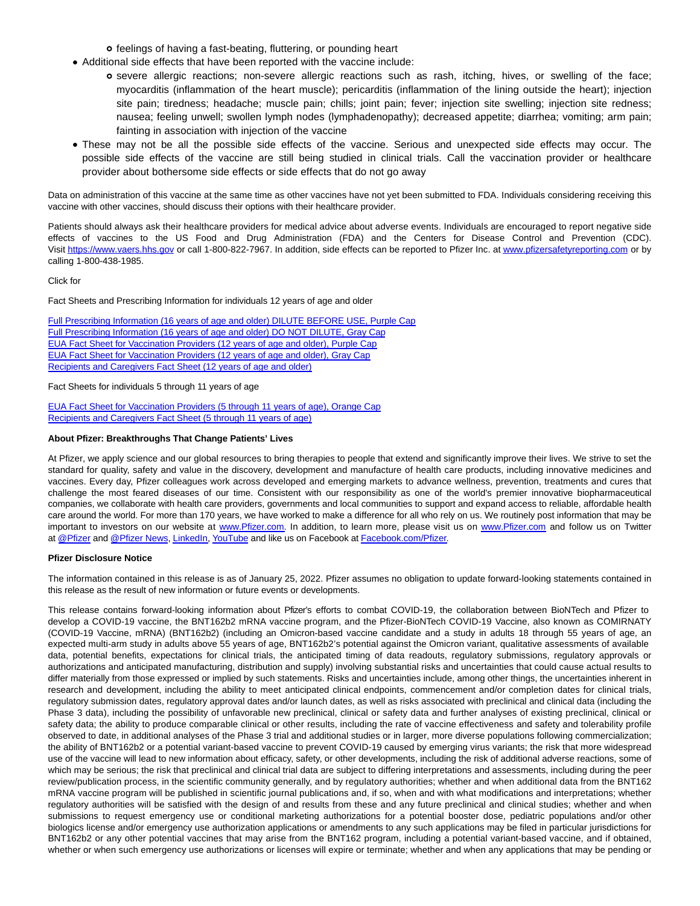- feelings of having a fast-beating, fluttering, or pounding heart
- Additional side effects that have been reported with the vaccine include:
    - severe allergic reactions; non-severe allergic reactions such as rash, itching, hives, or swelling of the face; myocarditis (inflammation of the heart muscle); pericarditis (inflammation of the lining outside the heart); injection site pain; tiredness; headache; muscle pain; chills; joint pain; fever; injection site swelling; injection site redness; nausea; feeling unwell; swollen lymph nodes (lymphadenopathy); decreased appetite; diarrhea; vomiting; arm pain; fainting in association with injection of the vaccine
- These may not be all the possible side effects of the vaccine. Serious and unexpected side effects may occur. The possible side effects of the vaccine are still being studied in clinical trials. Call the vaccination provider or healthcare provider about bothersome side effects or side effects that do not go away

Data on administration of this vaccine at the same time as other vaccines have not yet been submitted to FDA. Individuals considering receiving this vaccine with other vaccines, should discuss their options with their healthcare provider.

Patients should always ask their healthcare providers for medical advice about adverse events. Individuals are encouraged to report negative side effects of vaccines to the US Food and Drug Administration (FDA) and the Centers for Disease Control and Prevention (CDC). Visit https://www.vaers.hhs.gov or call 1-800-822-7967. In addition, side effects can be reported to Pfizer Inc. at www.pfizersafetyreporting.com or by calling 1-800-438-1985.

Click for

Fact Sheets and Prescribing Information for individuals 12 years of age and older

Full Prescribing Information (16 years of age and older) DILUTE BEFORE USE, Purple Cap
Full Prescribing Information (16 years of age and older) DO NOT DILUTE, Gray Cap
EUA Fact Sheet for Vaccination Providers (12 years of age and older), Purple Cap
EUA Fact Sheet for Vaccination Providers (12 years of age and older), Gray Cap
Recipients and Caregivers Fact Sheet (12 years of age and older)

Fact Sheets for individuals 5 through 11 years of age

EUA Fact Sheet for Vaccination Providers (5 through 11 years of age), Orange Cap
Recipients and Caregivers Fact Sheet (5 through 11 years of age)

**About Pfizer: Breakthroughs That Change Patients' Lives**

At Pfizer, we apply science and our global resources to bring therapies to people that extend and significantly improve their lives. We strive to set the standard for quality, safety and value in the discovery, development and manufacture of health care products, including innovative medicines and vaccines. Every day, Pfizer colleagues work across developed and emerging markets to advance wellness, prevention, treatments and cures that challenge the most feared diseases of our time. Consistent with our responsibility as one of the world's premier innovative biopharmaceutical companies, we collaborate with health care providers, governments and local communities to support and expand access to reliable, affordable health care around the world. For more than 170 years, we have worked to make a difference for all who rely on us. We routinely post information that may be important to investors on our website at www.Pfizer.com. In addition, to learn more, please visit us on www.Pfizer.com and follow us on Twitter at @Pfizer and @Pfizer News, LinkedIn, YouTube and like us on Facebook at Facebook.com/Pfizer.

**Pfizer Disclosure Notice**

The information contained in this release is as of January 25, 2022. Pfizer assumes no obligation to update forward-looking statements contained in this release as the result of new information or future events or developments.

This release contains forward-looking information about Pfizer's efforts to combat COVID-19, the collaboration between BioNTech and Pfizer to develop a COVID-19 vaccine, the BNT162b2 mRNA vaccine program, and the Pfizer-BioNTech COVID-19 Vaccine, also known as COMIRNATY (COVID-19 Vaccine, mRNA) (BNT162b2) (including an Omicron-based vaccine candidate and a study in adults 18 through 55 years of age, an expected multi-arm study in adults above 55 years of age, BNT162b2's potential against the Omicron variant, qualitative assessments of available data, potential benefits, expectations for clinical trials, the anticipated timing of data readouts, regulatory submissions, regulatory approvals or authorizations and anticipated manufacturing, distribution and supply) involving substantial risks and uncertainties that could cause actual results to differ materially from those expressed or implied by such statements. Risks and uncertainties include, among other things, the uncertainties inherent in research and development, including the ability to meet anticipated clinical endpoints, commencement and/or completion dates for clinical trials, regulatory submission dates, regulatory approval dates and/or launch dates, as well as risks associated with preclinical and clinical data (including the Phase 3 data), including the possibility of unfavorable new preclinical, clinical or safety data and further analyses of existing preclinical, clinical or safety data; the ability to produce comparable clinical or other results, including the rate of vaccine effectiveness and safety and tolerability profile observed to date, in additional analyses of the Phase 3 trial and additional studies or in larger, more diverse populations following commercialization; the ability of BNT162b2 or a potential variant-based vaccine to prevent COVID-19 caused by emerging virus variants; the risk that more widespread use of the vaccine will lead to new information about efficacy, safety, or other developments, including the risk of additional adverse reactions, some of which may be serious; the risk that preclinical and clinical trial data are subject to differing interpretations and assessments, including during the peer review/publication process, in the scientific community generally, and by regulatory authorities; whether and when additional data from the BNT162 mRNA vaccine program will be published in scientific journal publications and, if so, when and with what modifications and interpretations; whether regulatory authorities will be satisfied with the design of and results from these and any future preclinical and clinical studies; whether and when submissions to request emergency use or conditional marketing authorizations for a potential booster dose, pediatric populations and/or other biologics license and/or emergency use authorization applications or amendments to any such applications may be filed in particular jurisdictions for BNT162b2 or any other potential vaccines that may arise from the BNT162 program, including a potential variant-based vaccine, and if obtained, whether or when such emergency use authorizations or licenses will expire or terminate; whether and when any applications that may be pending or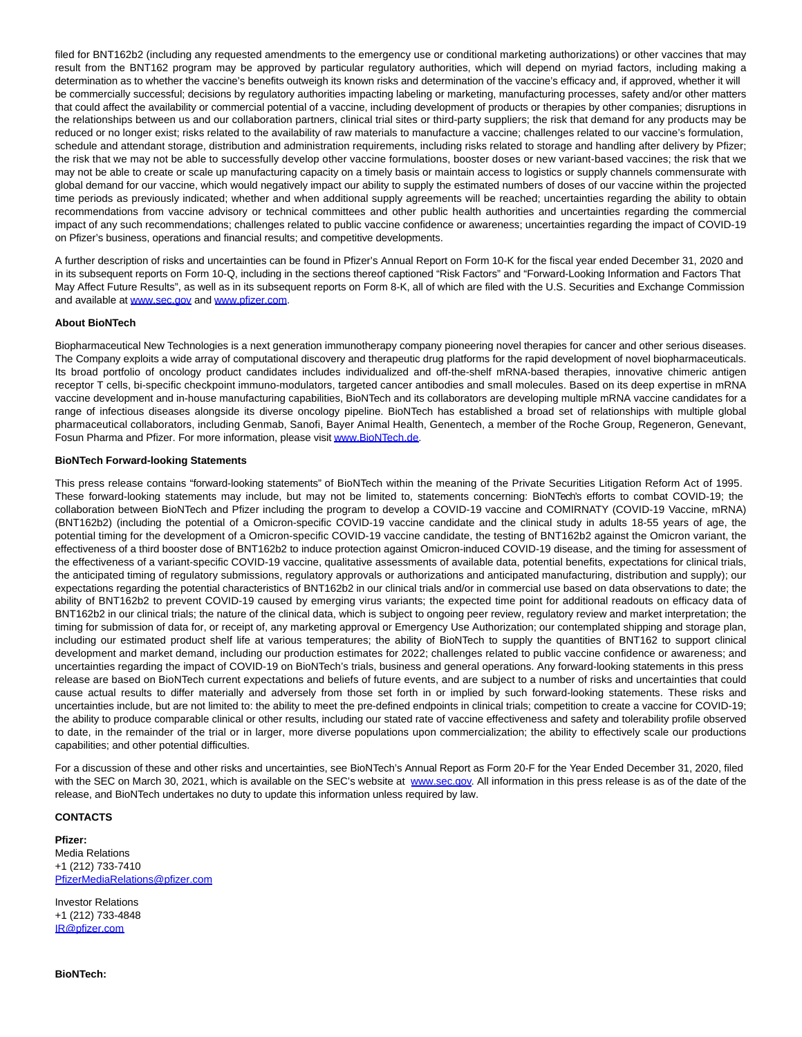filed for BNT162b2 (including any requested amendments to the emergency use or conditional marketing authorizations) or other vaccines that may result from the BNT162 program may be approved by particular regulatory authorities, which will depend on myriad factors, including making a determination as to whether the vaccine's benefits outweigh its known risks and determination of the vaccine's efficacy and, if approved, whether it will be commercially successful; decisions by regulatory authorities impacting labeling or marketing, manufacturing processes, safety and/or other matters that could affect the availability or commercial potential of a vaccine, including development of products or therapies by other companies; disruptions in the relationships between us and our collaboration partners, clinical trial sites or third-party suppliers; the risk that demand for any products may be reduced or no longer exist; risks related to the availability of raw materials to manufacture a vaccine; challenges related to our vaccine's formulation, schedule and attendant storage, distribution and administration requirements, including risks related to storage and handling after delivery by Pfizer; the risk that we may not be able to successfully develop other vaccine formulations, booster doses or new variant-based vaccines; the risk that we may not be able to create or scale up manufacturing capacity on a timely basis or maintain access to logistics or supply channels commensurate with global demand for our vaccine, which would negatively impact our ability to supply the estimated numbers of doses of our vaccine within the projected time periods as previously indicated; whether and when additional supply agreements will be reached; uncertainties regarding the ability to obtain recommendations from vaccine advisory or technical committees and other public health authorities and uncertainties regarding the commercial impact of any such recommendations; challenges related to public vaccine confidence or awareness; uncertainties regarding the impact of COVID-19 on Pfizer's business, operations and financial results; and competitive developments.

A further description of risks and uncertainties can be found in Pfizer's Annual Report on Form 10-K for the fiscal year ended December 31, 2020 and in its subsequent reports on Form 10-Q, including in the sections thereof captioned "Risk Factors" and "Forward-Looking Information and Factors That May Affect Future Results", as well as in its subsequent reports on Form 8-K, all of which are filed with the U.S. Securities and Exchange Commission and available at www.sec.gov and www.pfizer.com.

**About BioNTech**

Biopharmaceutical New Technologies is a next generation immunotherapy company pioneering novel therapies for cancer and other serious diseases. The Company exploits a wide array of computational discovery and therapeutic drug platforms for the rapid development of novel biopharmaceuticals. Its broad portfolio of oncology product candidates includes individualized and off-the-shelf mRNA-based therapies, innovative chimeric antigen receptor T cells, bi-specific checkpoint immuno-modulators, targeted cancer antibodies and small molecules. Based on its deep expertise in mRNA vaccine development and in-house manufacturing capabilities, BioNTech and its collaborators are developing multiple mRNA vaccine candidates for a range of infectious diseases alongside its diverse oncology pipeline. BioNTech has established a broad set of relationships with multiple global pharmaceutical collaborators, including Genmab, Sanofi, Bayer Animal Health, Genentech, a member of the Roche Group, Regeneron, Genevant, Fosun Pharma and Pfizer. For more information, please visit www.BioNTech.de.

**BioNTech Forward-looking Statements**

This press release contains "forward-looking statements" of BioNTech within the meaning of the Private Securities Litigation Reform Act of 1995. These forward-looking statements may include, but may not be limited to, statements concerning: BioNTech's efforts to combat COVID-19; the collaboration between BioNTech and Pfizer including the program to develop a COVID-19 vaccine and COMIRNATY (COVID-19 Vaccine, mRNA) (BNT162b2) (including the potential of a Omicron-specific COVID-19 vaccine candidate and the clinical study in adults 18-55 years of age, the potential timing for the development of a Omicron-specific COVID-19 vaccine candidate, the testing of BNT162b2 against the Omicron variant, the effectiveness of a third booster dose of BNT162b2 to induce protection against Omicron-induced COVID-19 disease, and the timing for assessment of the effectiveness of a variant-specific COVID-19 vaccine, qualitative assessments of available data, potential benefits, expectations for clinical trials, the anticipated timing of regulatory submissions, regulatory approvals or authorizations and anticipated manufacturing, distribution and supply); our expectations regarding the potential characteristics of BNT162b2 in our clinical trials and/or in commercial use based on data observations to date; the ability of BNT162b2 to prevent COVID-19 caused by emerging virus variants; the expected time point for additional readouts on efficacy data of BNT162b2 in our clinical trials; the nature of the clinical data, which is subject to ongoing peer review, regulatory review and market interpretation; the timing for submission of data for, or receipt of, any marketing approval or Emergency Use Authorization; our contemplated shipping and storage plan, including our estimated product shelf life at various temperatures; the ability of BioNTech to supply the quantities of BNT162 to support clinical development and market demand, including our production estimates for 2022; challenges related to public vaccine confidence or awareness; and uncertainties regarding the impact of COVID-19 on BioNTech's trials, business and general operations. Any forward-looking statements in this press release are based on BioNTech current expectations and beliefs of future events, and are subject to a number of risks and uncertainties that could cause actual results to differ materially and adversely from those set forth in or implied by such forward-looking statements. These risks and uncertainties include, but are not limited to: the ability to meet the pre-defined endpoints in clinical trials; competition to create a vaccine for COVID-19; the ability to produce comparable clinical or other results, including our stated rate of vaccine effectiveness and safety and tolerability profile observed to date, in the remainder of the trial or in larger, more diverse populations upon commercialization; the ability to effectively scale our productions capabilities; and other potential difficulties.

For a discussion of these and other risks and uncertainties, see BioNTech's Annual Report as Form 20-F for the Year Ended December 31, 2020, filed with the SEC on March 30, 2021, which is available on the SEC's website at www.sec.gov. All information in this press release is as of the date of the release, and BioNTech undertakes no duty to update this information unless required by law.

**CONTACTS**

**Pfizer:**
Media Relations
+1 (212) 733-7410
PfizerMediaRelations@pfizer.com

Investor Relations
+1 (212) 733-4848
IR@pfizer.com

**BioNTech:**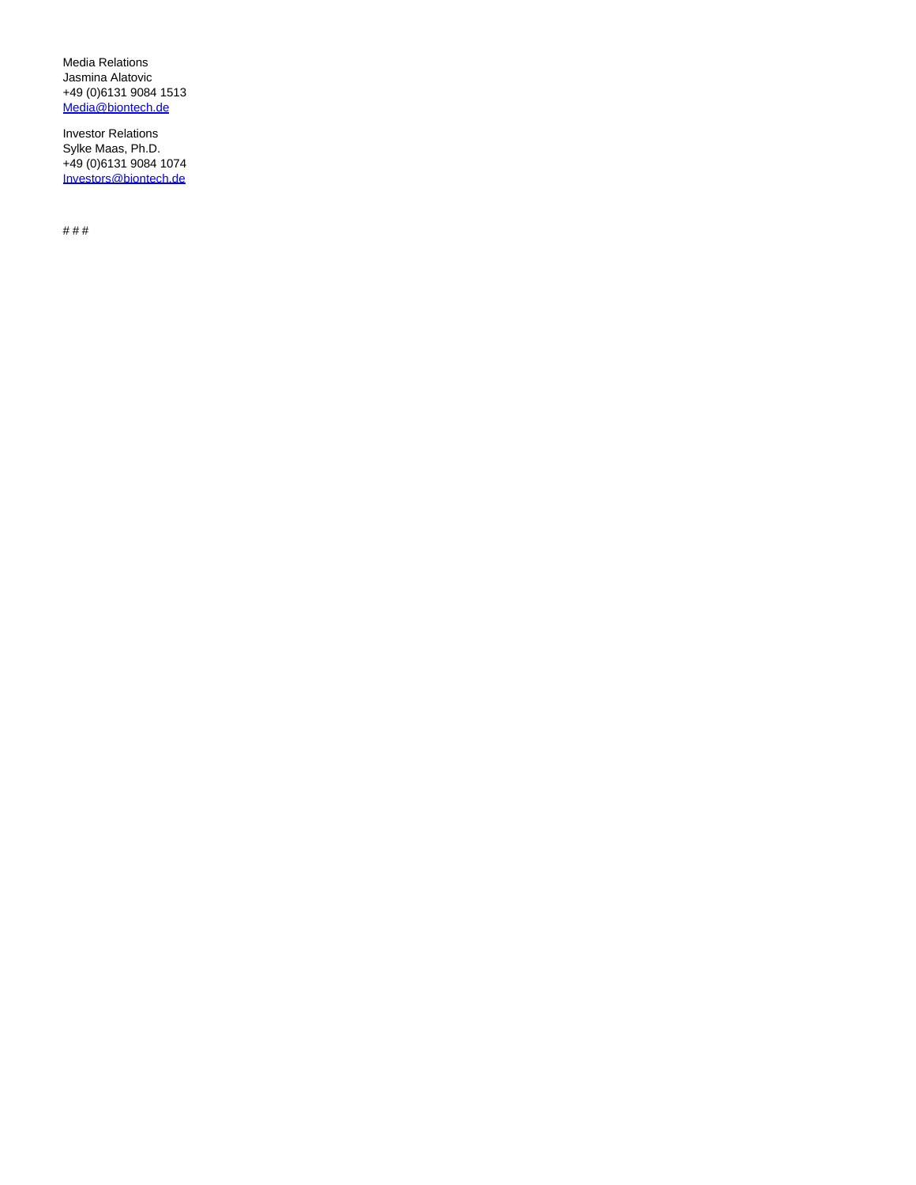Media Relations
Jasmina Alatovic
+49 (0)6131 9084 1513
Media@biontech.de

Investor Relations
Sylke Maas, Ph.D.
+49 (0)6131 9084 1074
Investors@biontech.de

# # #